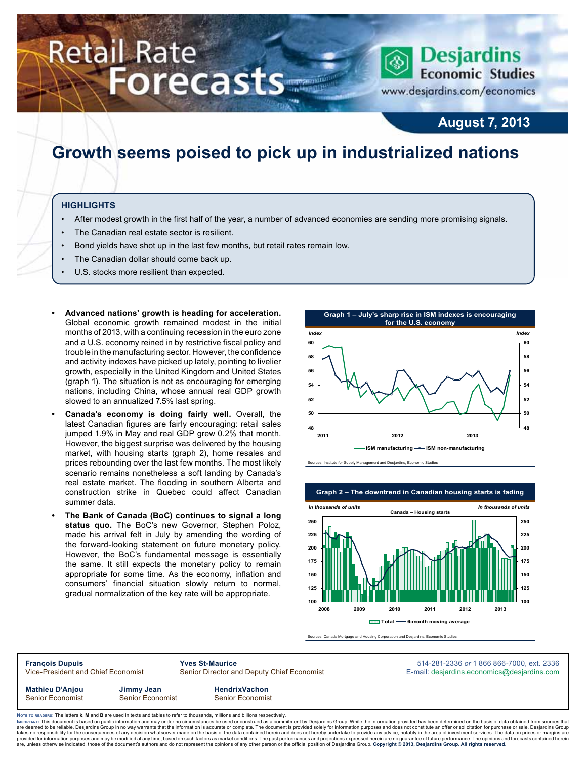# Retail Rate Forecasts

Desjardins Economic Studies
www.desjardins.com/economics

**August 7, 2013**

# Growth seems poised to pick up in industrialized nations

## HIGHLIGHTS

- After modest growth in the first half of the year, a number of advanced economies are sending more promising signals.
- The Canadian real estate sector is resilient.
- Bond yields have shot up in the last few months, but retail rates remain low.
- The Canadian dollar should come back up.
- U.S. stocks more resilient than expected.

- **Advanced nations' growth is heading for acceleration.** Global economic growth remained modest in the initial months of 2013, with a continuing recession in the euro zone and a U.S. economy reined in by restrictive fiscal policy and trouble in the manufacturing sector. However, the confidence and activity indexes have picked up lately, pointing to livelier growth, especially in the United Kingdom and United States (graph 1). The situation is not as encouraging for emerging nations, including China, whose annual real GDP growth slowed to an annualized 7.5% last spring.
- **Canada's economy is doing fairly well.** Overall, the latest Canadian figures are fairly encouraging: retail sales jumped 1.9% in May and real GDP grew 0.2% that month. However, the biggest surprise was delivered by the housing market, with housing starts (graph 2), home resales and prices rebounding over the last few months. The most likely scenario remains nonetheless a soft landing by Canada's real estate market. The flooding in southern Alberta and construction strike in Quebec could affect Canadian summer data.
- **The Bank of Canada (BoC) continues to signal a long status quo.** The BoC's new Governor, Stephen Poloz, made his arrival felt in July by amending the wording of the forward-looking statement on future monetary policy. However, the BoC's fundamental message is essentially the same. It still expects the monetary policy to remain appropriate for some time. As the economy, inflation and consumers' financial situation slowly return to normal, gradual normalization of the key rate will be appropriate.

**Graph 1 – July's sharp rise in ISM indexes is encouraging for the U.S. economy**

ISM manufacturing — ISM non-manufacturing (Index)

Sources: Institute for Supply Management and Desjardins, Economic Studies

**Graph 2 – The downtrend in Canadian housing starts is fading**

Canada – Housing starts (In thousands of units) — Total; 6-month moving average

Sources: Canada Mortgage and Housing Corporation and Desjardins, Economic Studies

**François Dupuis**, Vice-President and Chief Economist
**Yves St-Maurice**, Senior Director and Deputy Chief Economist
**Mathieu D'Anjou**, Senior Economist
**Jimmy Jean**, Senior Economist
**HendrixVachon**, Senior Economist

514-281-2336 *or* 1 866 866-7000, ext. 2336
E-mail: desjardins.economics@desjardins.com

Note to readers: The letters **k**, **M** and **B** are used in texts and tables to refer to thousands, millions and billions respectively.

Important: This document is based on public information and may under no circumstances be used or construed as a commitment by Desjardins Group. While the information provided has been determined on the basis of data obtained from sources that are deemed to be reliable, Desjardins Group in no way warrants that the information is accurate or complete. The document is provided solely for information purposes and does not constitute an offer or solicitation for purchase or sale. Desjardins Group takes no responsibility for the consequences of any decision whatsoever made on the basis of the data contained herein and does not hereby undertake to provide any advice, notably in the area of investment services. The data on prices or margins are provided for information purposes and may be modified at any time, based on such factors as market conditions. The past performances and projections expressed herein are no guarantee of future performance. The opinions and forecasts contained herein are, unless otherwise indicated, those of the document's authors and do not represent the opinions of any other person or the official position of Desjardins Group. **Copyright © 2013, Desjardins Group. All rights reserved.**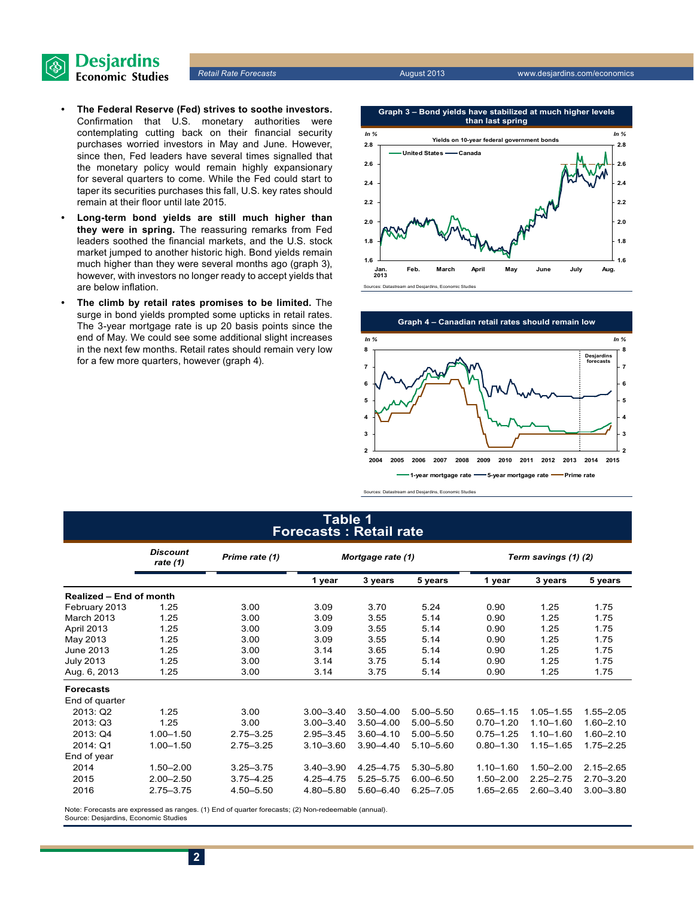- **The Federal Reserve (Fed) strives to soothe investors.** Confirmation that U.S. monetary authorities were contemplating cutting back on their financial security purchases worried investors in May and June. However, since then, Fed leaders have several times signalled that the monetary policy would remain highly expansionary for several quarters to come. While the Fed could start to taper its securities purchases this fall, U.S. key rates should remain at their floor until late 2015.
- **Long-term bond yields are still much higher than they were in spring.** The reassuring remarks from Fed leaders soothed the financial markets, and the U.S. stock market jumped to another historic high. Bond yields remain much higher than they were several months ago (graph 3), however, with investors no longer ready to accept yields that are below inflation.
- **The climb by retail rates promises to be limited.** The surge in bond yields prompted some upticks in retail rates. The 3-year mortgage rate is up 20 basis points since the end of May. We could see some additional slight increases in the next few months. Retail rates should remain very low for a few more quarters, however (graph 4).

**Graph 3 – Bond yields have stabilized at much higher levels than last spring**

Yields on 10-year federal government bonds (In %) — United States, Canada

Sources: Datastream and Desjardins, Economic Studies

**Graph 4 – Canadian retail rates should remain low**

In % — 1-year mortgage rate, 5-year mortgage rate, Prime rate; Desjardins forecasts

Sources: Datastream and Desjardins, Economic Studies

**Table 1**
**Forecasts : Retail rate**

| | Discount rate (1) | Prime rate (1) | Mortgage rate (1) | | | Term savings (1) (2) | | |
|---|---|---|---|---|---|---|---|---|
| | | | 1 year | 3 years | 5 years | 1 year | 3 years | 5 years |
| **Realized – End of month** | | | | | | | | |
| February 2013 | 1.25 | 3.00 | 3.09 | 3.70 | 5.24 | 0.90 | 1.25 | 1.75 |
| March 2013 | 1.25 | 3.00 | 3.09 | 3.55 | 5.14 | 0.90 | 1.25 | 1.75 |
| April 2013 | 1.25 | 3.00 | 3.09 | 3.55 | 5.14 | 0.90 | 1.25 | 1.75 |
| May 2013 | 1.25 | 3.00 | 3.09 | 3.55 | 5.14 | 0.90 | 1.25 | 1.75 |
| June 2013 | 1.25 | 3.00 | 3.14 | 3.65 | 5.14 | 0.90 | 1.25 | 1.75 |
| July 2013 | 1.25 | 3.00 | 3.14 | 3.75 | 5.14 | 0.90 | 1.25 | 1.75 |
| Aug. 6, 2013 | 1.25 | 3.00 | 3.14 | 3.75 | 5.14 | 0.90 | 1.25 | 1.75 |
| **Forecasts** | | | | | | | | |
| End of quarter | | | | | | | | |
| 2013: Q2 | 1.25 | 3.00 | 3.00–3.40 | 3.50–4.00 | 5.00–5.50 | 0.65–1.15 | 1.05–1.55 | 1.55–2.05 |
| 2013: Q3 | 1.25 | 3.00 | 3.00–3.40 | 3.50–4.00 | 5.00–5.50 | 0.70–1.20 | 1.10–1.60 | 1.60–2.10 |
| 2013: Q4 | 1.00–1.50 | 2.75–3.25 | 2.95–3.45 | 3.60–4.10 | 5.00–5.50 | 0.75–1.25 | 1.10–1.60 | 1.60–2.10 |
| 2014: Q1 | 1.00–1.50 | 2.75–3.25 | 3.10–3.60 | 3.90–4.40 | 5.10–5.60 | 0.80–1.30 | 1.15–1.65 | 1.75–2.25 |
| End of year | | | | | | | | |
| 2014 | 1.50–2.00 | 3.25–3.75 | 3.40–3.90 | 4.25–4.75 | 5.30–5.80 | 1.10–1.60 | 1.50–2.00 | 2.15–2.65 |
| 2015 | 2.00–2.50 | 3.75–4.25 | 4.25–4.75 | 5.25–5.75 | 6.00–6.50 | 1.50–2.00 | 2.25–2.75 | 2.70–3.20 |
| 2016 | 2.75–3.75 | 4.50–5.50 | 4.80–5.80 | 5.60–6.40 | 6.25–7.05 | 1.65–2.65 | 2.60–3.40 | 3.00–3.80 |

Note: Forecasts are expressed as ranges. (1) End of quarter forecasts; (2) Non-redeemable (annual).
Source: Desjardins, Economic Studies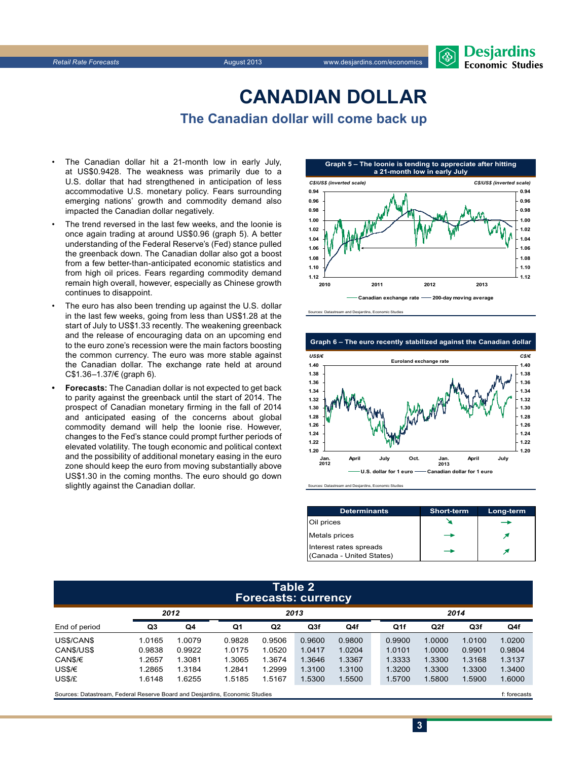# CANADIAN DOLLAR

## The Canadian dollar will come back up

- The Canadian dollar hit a 21-month low in early July, at US$0.9428. The weakness was primarily due to a U.S. dollar that had strengthened in anticipation of less accommodative U.S. monetary policy. Fears surrounding emerging nations' growth and commodity demand also impacted the Canadian dollar negatively.
- The trend reversed in the last few weeks, and the loonie is once again trading at around US$0.96 (graph 5). A better understanding of the Federal Reserve's (Fed) stance pulled the greenback down. The Canadian dollar also got a boost from a few better-than-anticipated economic statistics and from high oil prices. Fears regarding commodity demand remain high overall, however, especially as Chinese growth continues to disappoint.
- The euro has also been trending up against the U.S. dollar in the last few weeks, going from less than US$1.28 at the start of July to US$1.33 recently. The weakening greenback and the release of encouraging data on an upcoming end to the euro zone's recession were the main factors boosting the common currency. The euro was more stable against the Canadian dollar. The exchange rate held at around C$1.36–1.37/€ (graph 6).
- **Forecasts:** The Canadian dollar is not expected to get back to parity against the greenback until the start of 2014. The prospect of Canadian monetary firming in the fall of 2014 and anticipated easing of the concerns about global commodity demand will help the loonie rise. However, changes to the Fed's stance could prompt further periods of elevated volatility. The tough economic and political context and the possibility of additional monetary easing in the euro zone should keep the euro from moving substantially above US$1.30 in the coming months. The euro should go down slightly against the Canadian dollar.

**Graph 5 – The loonie is tending to appreciate after hitting a 21-month low in early July**

Sources: Datastream and Desjardins, Economic Studies

**Graph 6 – The euro recently stabilized against the Canadian dollar**

Sources: Datastream and Desjardins, Economic Studies

| Determinants | Short-term | Long-term |
|---|---|---|
| Oil prices | ↘ | → |
| Metals prices | → | ↗ |
| Interest rates spreads (Canada - United States) | → | ↗ |

**Table 2**
**Forecasts: currency**

| | 2012 | | 2013 | | | | 2014 | | | |
|---|---|---|---|---|---|---|---|---|---|---|
| End of period | Q3 | Q4 | Q1 | Q2 | Q3f | Q4f | Q1f | Q2f | Q3f | Q4f |
| US$/CAN$ | 1.0165 | 1.0079 | 0.9828 | 0.9506 | 0.9600 | 0.9800 | 0.9900 | 1.0000 | 1.0100 | 1.0200 |
| CAN$/US$ | 0.9838 | 0.9922 | 1.0175 | 1.0520 | 1.0417 | 1.0204 | 1.0101 | 1.0000 | 0.9901 | 0.9804 |
| CAN$/€ | 1.2657 | 1.3081 | 1.3065 | 1.3674 | 1.3646 | 1.3367 | 1.3333 | 1.3300 | 1.3168 | 1.3137 |
| US$/€ | 1.2865 | 1.3184 | 1.2841 | 1.2999 | 1.3100 | 1.3100 | 1.3200 | 1.3300 | 1.3300 | 1.3400 |
| US$/£ | 1.6148 | 1.6255 | 1.5185 | 1.5167 | 1.5300 | 1.5500 | 1.5700 | 1.5800 | 1.5900 | 1.6000 |

Sources: Datastream, Federal Reserve Board and Desjardins, Economic Studies — f: forecasts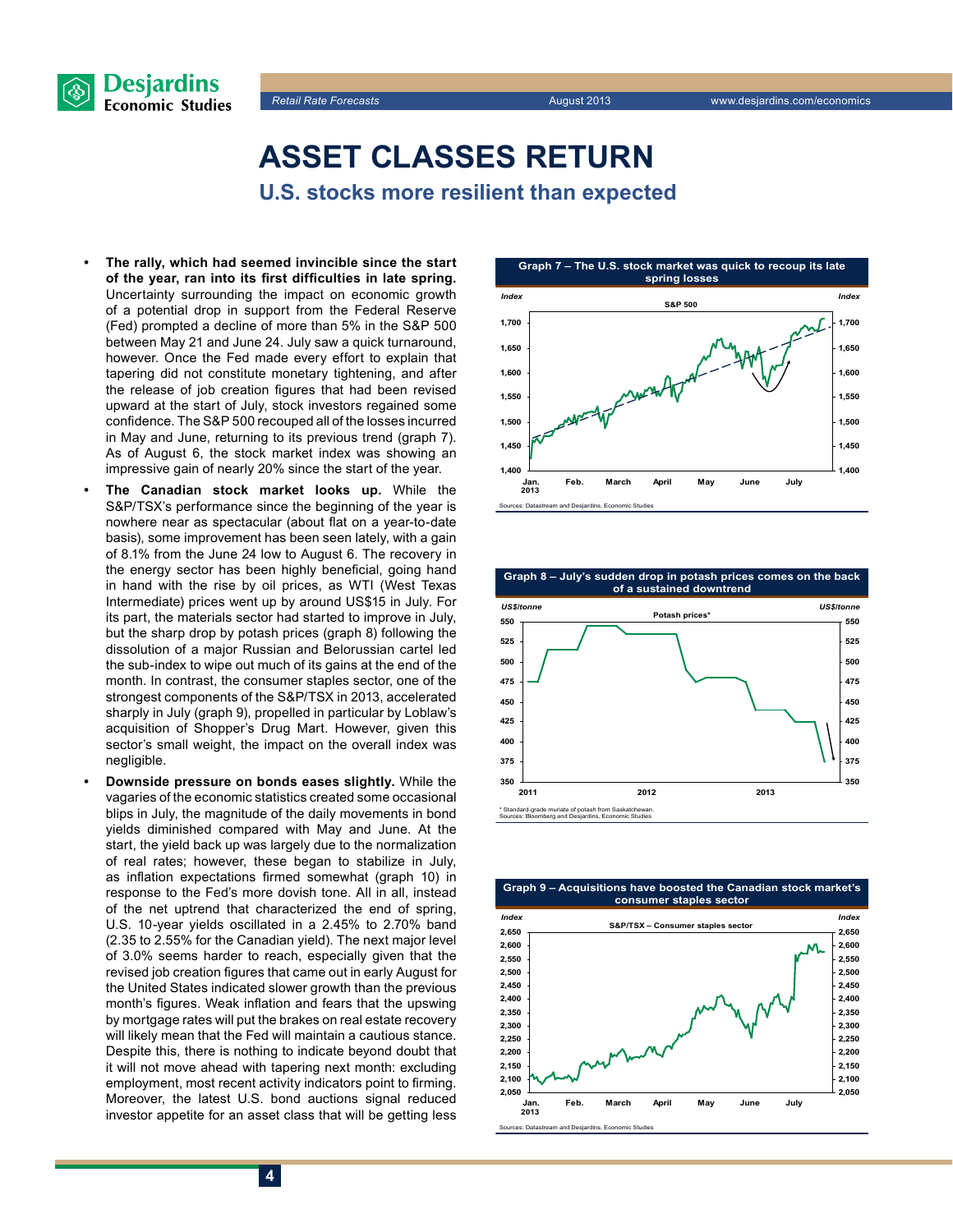# ASSET CLASSES RETURN

## U.S. stocks more resilient than expected

- **The rally, which had seemed invincible since the start of the year, ran into its first difficulties in late spring.** Uncertainty surrounding the impact on economic growth of a potential drop in support from the Federal Reserve (Fed) prompted a decline of more than 5% in the S&P 500 between May 21 and June 24. July saw a quick turnaround, however. Once the Fed made every effort to explain that tapering did not constitute monetary tightening, and after the release of job creation figures that had been revised upward at the start of July, stock investors regained some confidence. The S&P 500 recouped all of the losses incurred in May and June, returning to its previous trend (graph 7). As of August 6, the stock market index was showing an impressive gain of nearly 20% since the start of the year.
- **The Canadian stock market looks up.** While the S&P/TSX's performance since the beginning of the year is nowhere near as spectacular (about flat on a year-to-date basis), some improvement has been seen lately, with a gain of 8.1% from the June 24 low to August 6. The recovery in the energy sector has been highly beneficial, going hand in hand with the rise by oil prices, as WTI (West Texas Intermediate) prices went up by around US$15 in July. For its part, the materials sector had started to improve in July, but the sharp drop by potash prices (graph 8) following the dissolution of a major Russian and Belorussian cartel led the sub-index to wipe out much of its gains at the end of the month. In contrast, the consumer staples sector, one of the strongest components of the S&P/TSX in 2013, accelerated sharply in July (graph 9), propelled in particular by Loblaw's acquisition of Shopper's Drug Mart. However, given this sector's small weight, the impact on the overall index was negligible.
- **Downside pressure on bonds eases slightly.** While the vagaries of the economic statistics created some occasional blips in July, the magnitude of the daily movements in bond yields diminished compared with May and June. At the start, the yield back up was largely due to the normalization of real rates; however, these began to stabilize in July, as inflation expectations firmed somewhat (graph 10) in response to the Fed's more dovish tone. All in all, instead of the net uptrend that characterized the end of spring, U.S. 10-year yields oscillated in a 2.45% to 2.70% band (2.35 to 2.55% for the Canadian yield). The next major level of 3.0% seems harder to reach, especially given that the revised job creation figures that came out in early August for the United States indicated slower growth than the previous month's figures. Weak inflation and fears that the upswing by mortgage rates will put the brakes on real estate recovery will likely mean that the Fed will maintain a cautious stance. Despite this, there is nothing to indicate beyond doubt that it will not move ahead with tapering next month: excluding employment, most recent activity indicators point to firming. Moreover, the latest U.S. bond auctions signal reduced investor appetite for an asset class that will be getting less

**Graph 7 – The U.S. stock market was quick to recoup its late spring losses**

S&P 500 (Index)

Sources: Datastream and Desjardins, Economic Studies

**Graph 8 – July's sudden drop in potash prices comes on the back of a sustained downtrend**

Potash prices* (US$/tonne)

\* Standard-grade muriate of potash from Saskatchewan.
Sources: Bloomberg and Desjardins, Economic Studies

**Graph 9 – Acquisitions have boosted the Canadian stock market's consumer staples sector**

S&P/TSX – Consumer staples sector (Index)

Sources: Datastream and Desjardins, Economic Studies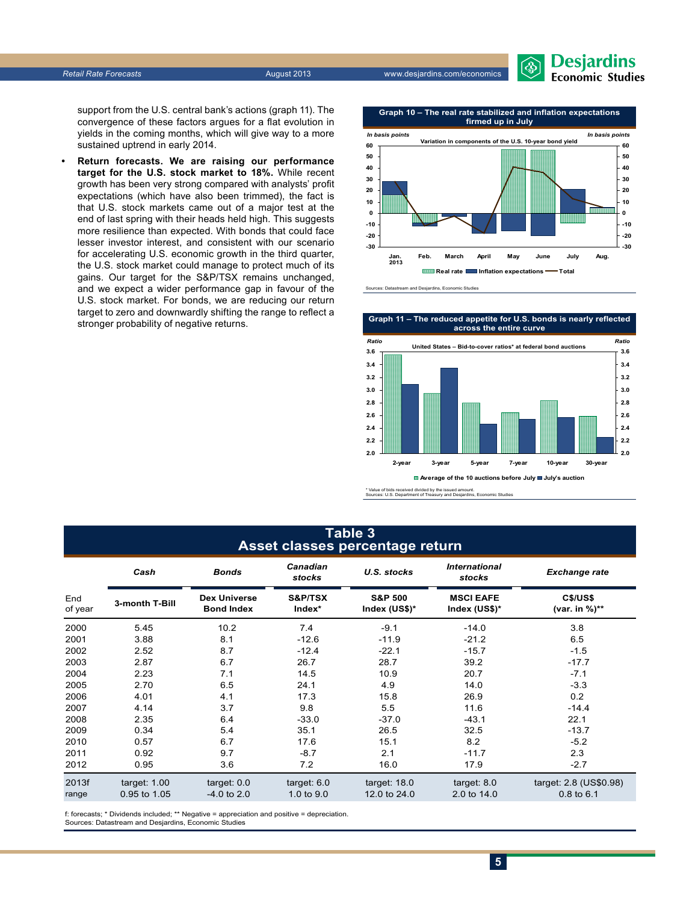support from the U.S. central bank's actions (graph 11). The convergence of these factors argues for a flat evolution in yields in the coming months, which will give way to a more sustained uptrend in early 2014.

- **Return forecasts. We are raising our performance target for the U.S. stock market to 18%.** While recent growth has been very strong compared with analysts' profit expectations (which have also been trimmed), the fact is that U.S. stock markets came out of a major test at the end of last spring with their heads held high. This suggests more resilience than expected. With bonds that could face lesser investor interest, and consistent with our scenario for accelerating U.S. economic growth in the third quarter, the U.S. stock market could manage to protect much of its gains. Our target for the S&P/TSX remains unchanged, and we expect a wider performance gap in favour of the U.S. stock market. For bonds, we are reducing our return target to zero and downwardly shifting the range to reflect a stronger probability of negative returns.

**Graph 10 – The real rate stabilized and inflation expectations firmed up in July**

In basis points

Variation in components of the U.S. 10-year bond yield

In basis points

60, 50, 40, 30, 20, 10, 0, -10, -20, -30

Jan. 2013, Feb., March, April, May, June, July, Aug.

Real rate, Inflation expectations, Total

Sources: Datastream and Desjardins, Economic Studies

**Graph 11 – The reduced appetite for U.S. bonds is nearly reflected across the entire curve**

Ratio

United States – Bid-to-cover ratios* at federal bond auctions

Ratio

3.6, 3.4, 3.2, 3.0, 2.8, 2.6, 2.4, 2.2, 2.0

2-year, 3-year, 5-year, 7-year, 10-year, 30-year

Average of the 10 auctions before July, July's auction

\* Value of bids received divided by the issued amount.
Sources: U.S. Department of Treasury and Desjardins, Economic Studies

## Table 3
## Asset classes percentage return

| | *Cash* | *Bonds* | *Canadian stocks* | *U.S. stocks* | *International stocks* | *Exchange rate* |
|---|---|---|---|---|---|---|
| End of year | **3-month T-Bill** | **Dex Universe Bond Index** | **S&P/TSX Index*** | **S&P 500 Index (US$)*** | **MSCI EAFE Index (US$)*** | **C$/US$ (var. in %)**** |
| 2000 | 5.45 | 10.2 | 7.4 | -9.1 | -14.0 | 3.8 |
| 2001 | 3.88 | 8.1 | -12.6 | -11.9 | -21.2 | 6.5 |
| 2002 | 2.52 | 8.7 | -12.4 | -22.1 | -15.7 | -1.5 |
| 2003 | 2.87 | 6.7 | 26.7 | 28.7 | 39.2 | -17.7 |
| 2004 | 2.23 | 7.1 | 14.5 | 10.9 | 20.7 | -7.1 |
| 2005 | 2.70 | 6.5 | 24.1 | 4.9 | 14.0 | -3.3 |
| 2006 | 4.01 | 4.1 | 17.3 | 15.8 | 26.9 | 0.2 |
| 2007 | 4.14 | 3.7 | 9.8 | 5.5 | 11.6 | -14.4 |
| 2008 | 2.35 | 6.4 | -33.0 | -37.0 | -43.1 | 22.1 |
| 2009 | 0.34 | 5.4 | 35.1 | 26.5 | 32.5 | -13.7 |
| 2010 | 0.57 | 6.7 | 17.6 | 15.1 | 8.2 | -5.2 |
| 2011 | 0.92 | 9.7 | -8.7 | 2.1 | -11.7 | 2.3 |
| 2012 | 0.95 | 3.6 | 7.2 | 16.0 | 17.9 | -2.7 |
| 2013f | target: 1.00 | target: 0.0 | target: 6.0 | target: 18.0 | target: 8.0 | target: 2.8 (US$0.98) |
| range | 0.95 to 1.05 | -4.0 to 2.0 | 1.0 to 9.0 | 12.0 to 24.0 | 2.0 to 14.0 | 0.8 to 6.1 |

f: forecasts; * Dividends included; ** Negative = appreciation and positive = depreciation.
Sources: Datastream and Desjardins, Economic Studies